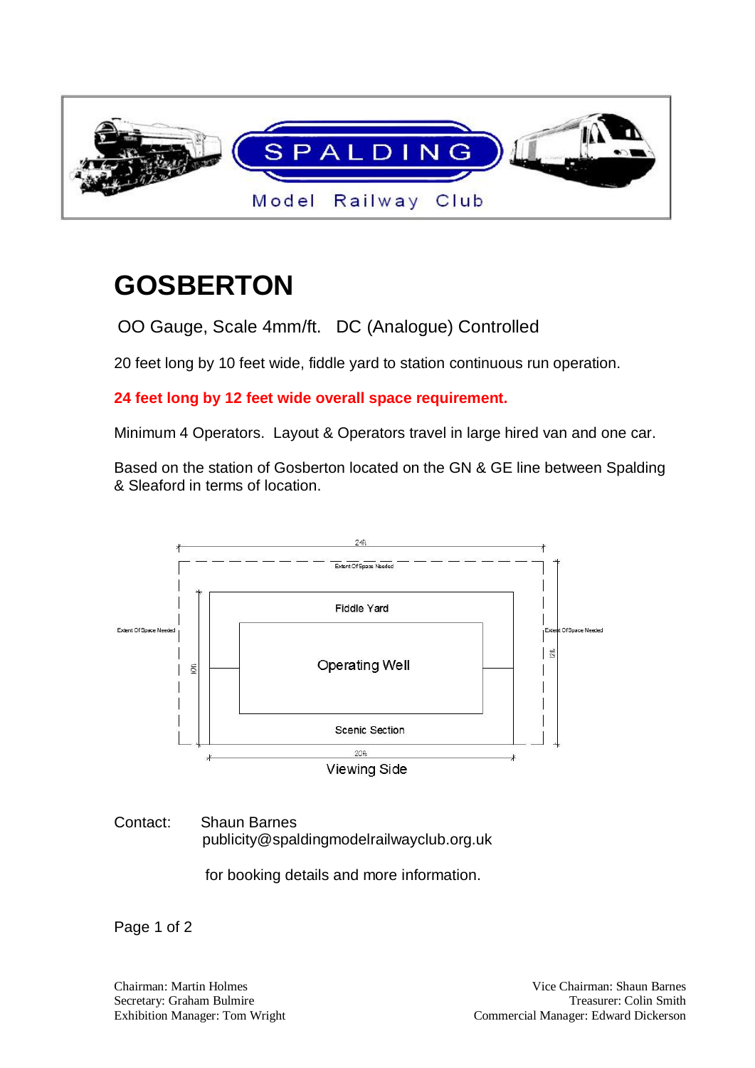SPALDING

Model Railway Club

# GOSBERTON

OO Gauge, Scale 4mm/ft.   DC (Analogue) Controlled

20 feet long by 10 feet wide, fiddle yard to station continuous run operation.

**24 feet long by 12 feet wide overall space requirement.**

Minimum 4 Operators.  Layout & Operators travel in large hired van and one car.

Based on the station of Gosberton located on the GN & GE line between Spalding & Sleaford in terms of location.

24ft

Extent Of Space Needed

Fiddle Yard

Extent Of Space Needed

Extent Of Space Needed

10ft

Operating Well

12ft

Scenic Section

20ft

Viewing Side

Contact:    Shaun Barnes
publicity@spaldingmodelrailwayclub.org.uk

for booking details and more information.

Chairman: Martin Holmes
Secretary: Graham Bulmire
Exhibition Manager: Tom Wright

Vice Chairman: Shaun Barnes
Treasurer: Colin Smith
Commercial Manager: Edward Dickerson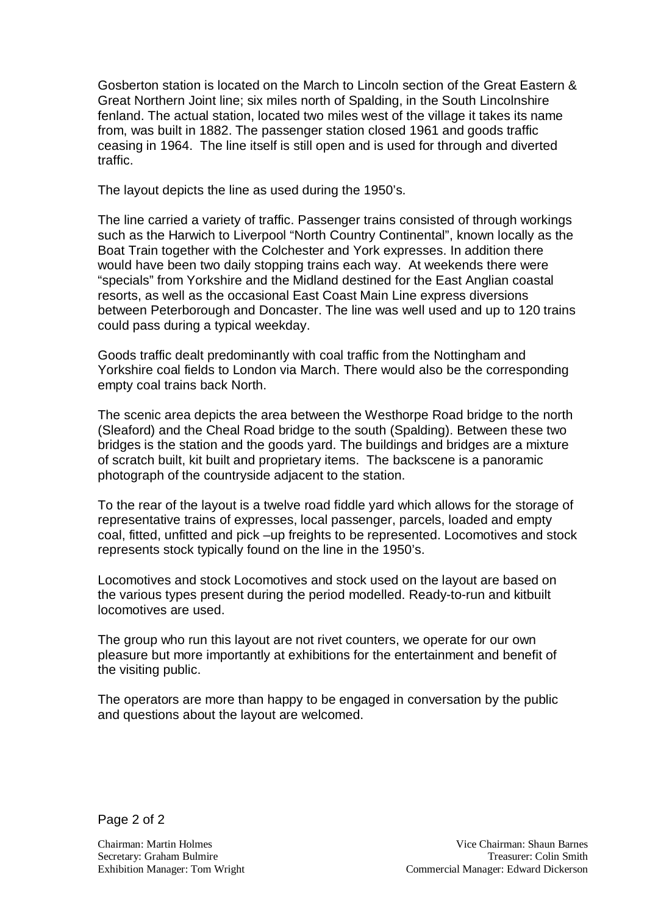Gosberton station is located on the March to Lincoln section of the Great Eastern & Great Northern Joint line; six miles north of Spalding, in the South Lincolnshire fenland. The actual station, located two miles west of the village it takes its name from, was built in 1882. The passenger station closed 1961 and goods traffic ceasing in 1964. The line itself is still open and is used for through and diverted traffic.

The layout depicts the line as used during the 1950's.

The line carried a variety of traffic. Passenger trains consisted of through workings such as the Harwich to Liverpool "North Country Continental", known locally as the Boat Train together with the Colchester and York expresses. In addition there would have been two daily stopping trains each way. At weekends there were "specials" from Yorkshire and the Midland destined for the East Anglian coastal resorts, as well as the occasional East Coast Main Line express diversions between Peterborough and Doncaster. The line was well used and up to 120 trains could pass during a typical weekday.

Goods traffic dealt predominantly with coal traffic from the Nottingham and Yorkshire coal fields to London via March. There would also be the corresponding empty coal trains back North.

The scenic area depicts the area between the Westhorpe Road bridge to the north (Sleaford) and the Cheal Road bridge to the south (Spalding). Between these two bridges is the station and the goods yard. The buildings and bridges are a mixture of scratch built, kit built and proprietary items. The backscene is a panoramic photograph of the countryside adjacent to the station.

To the rear of the layout is a twelve road fiddle yard which allows for the storage of representative trains of expresses, local passenger, parcels, loaded and empty coal, fitted, unfitted and pick –up freights to be represented. Locomotives and stock represents stock typically found on the line in the 1950's.

Locomotives and stock Locomotives and stock used on the layout are based on the various types present during the period modelled. Ready-to-run and kitbuilt locomotives are used.

The group who run this layout are not rivet counters, we operate for our own pleasure but more importantly at exhibitions for the entertainment and benefit of the visiting public.

The operators are more than happy to be engaged in conversation by the public and questions about the layout are welcomed.

Chairman: Martin Holmes
Vice Chairman: Shaun Barnes
Secretary: Graham Bulmire
Treasurer: Colin Smith
Exhibition Manager: Tom Wright
Commercial Manager: Edward Dickerson